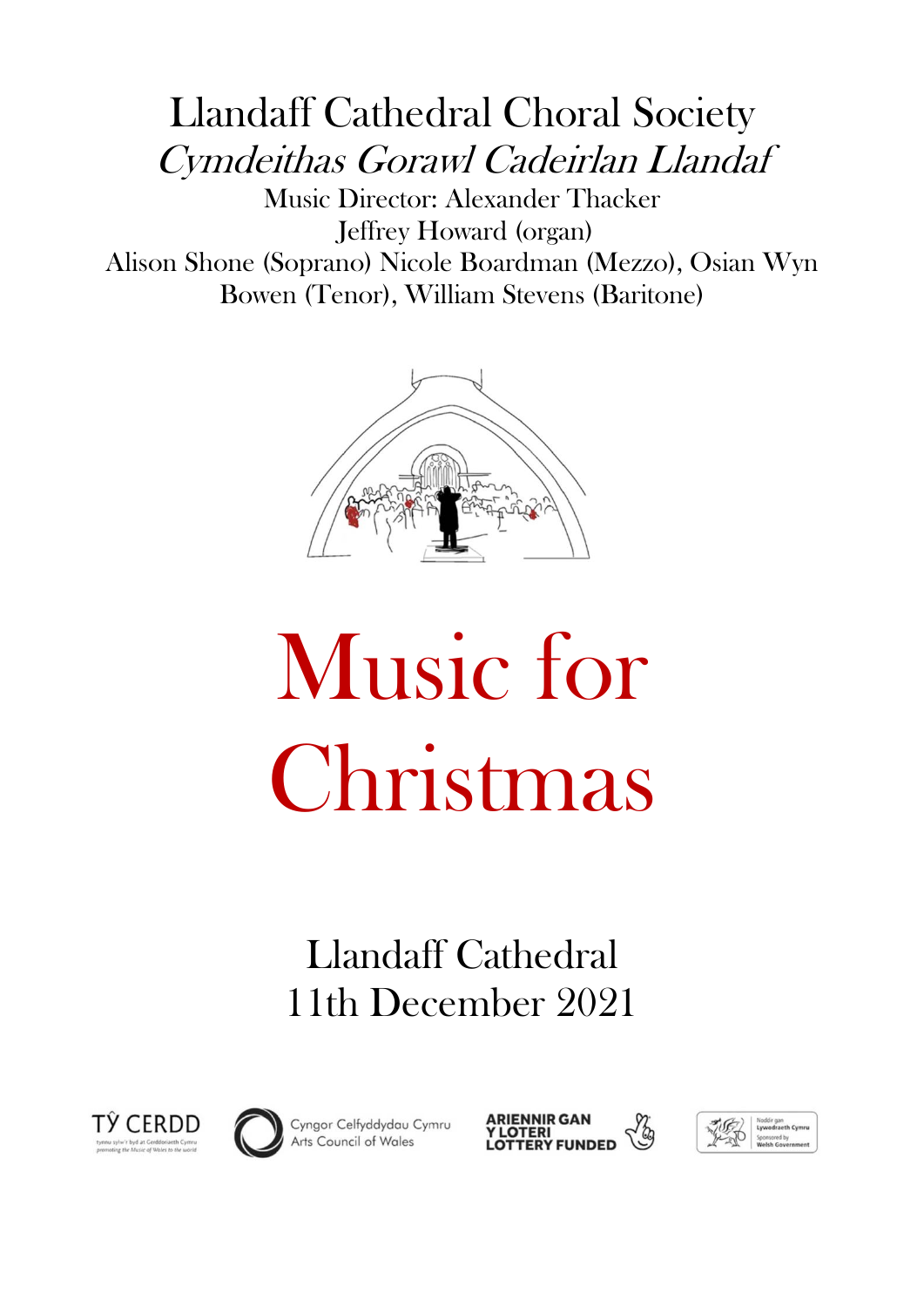# Llandaff Cathedral Choral Society

*Cymdeithas Gorawl Cadeirlan Llandaf*

Music Director: Alexander Thacker

Jeffrey Howard (organ)

Alison Shone (Soprano) Nicole Boardman (Mezzo), Osian Wyn Bowen (Tenor), William Stevens (Baritone)

# Music for Christmas

## Llandaff Cathedral
## 11th December 2021

TŶ CERDD — tynnu sylw'r byd at Gerddoriaeth Cymru / promoting the Music of Wales to the world

Cyngor Celfyddydau Cymru / Arts Council of Wales

ARIENNIR GAN Y LOTERI / LOTTERY FUNDED

Noddir gan Lywodraeth Cymru / Sponsored by Welsh Government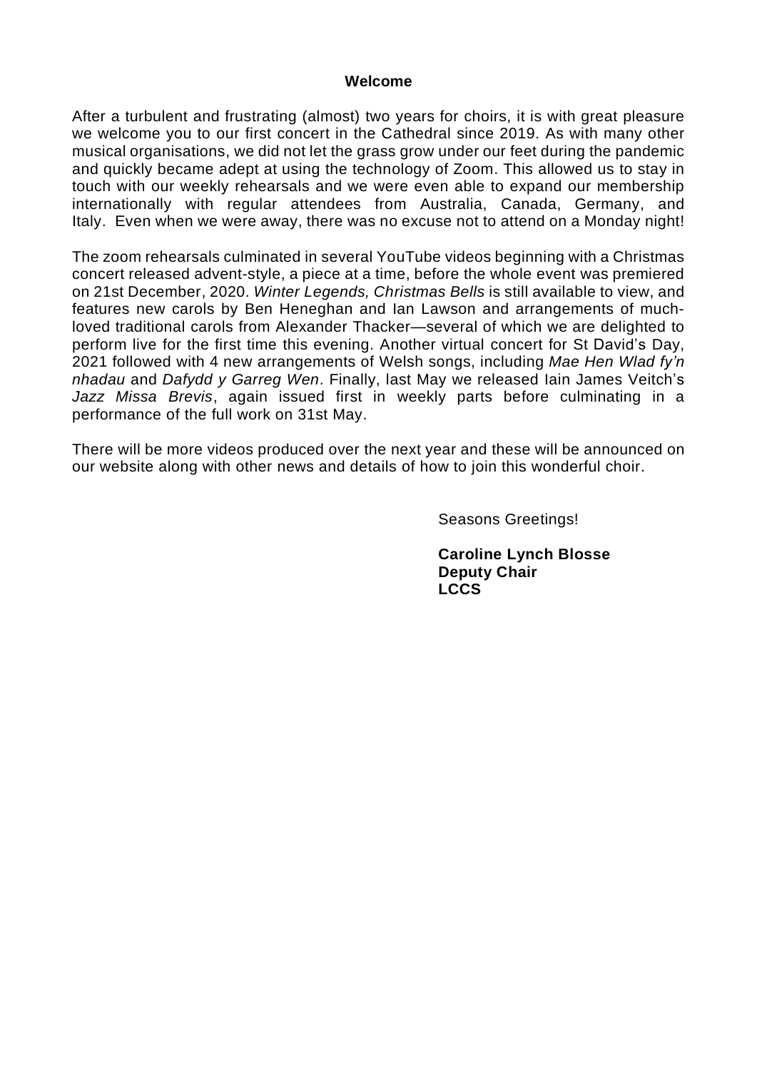## Welcome

After a turbulent and frustrating (almost) two years for choirs, it is with great pleasure we welcome you to our first concert in the Cathedral since 2019. As with many other musical organisations, we did not let the grass grow under our feet during the pandemic and quickly became adept at using the technology of Zoom. This allowed us to stay in touch with our weekly rehearsals and we were even able to expand our membership internationally with regular attendees from Australia, Canada, Germany, and Italy. Even when we were away, there was no excuse not to attend on a Monday night!

The zoom rehearsals culminated in several YouTube videos beginning with a Christmas concert released advent-style, a piece at a time, before the whole event was premiered on 21st December, 2020. *Winter Legends, Christmas Bells* is still available to view, and features new carols by Ben Heneghan and Ian Lawson and arrangements of much-loved traditional carols from Alexander Thacker—several of which we are delighted to perform live for the first time this evening. Another virtual concert for St David's Day, 2021 followed with 4 new arrangements of Welsh songs, including *Mae Hen Wlad fy'n nhadau* and *Dafydd y Garreg Wen*. Finally, last May we released Iain James Veitch's *Jazz Missa Brevis*, again issued first in weekly parts before culminating in a performance of the full work on 31st May.

There will be more videos produced over the next year and these will be announced on our website along with other news and details of how to join this wonderful choir.

Seasons Greetings!

**Caroline Lynch Blosse**
**Deputy Chair**
**LCCS**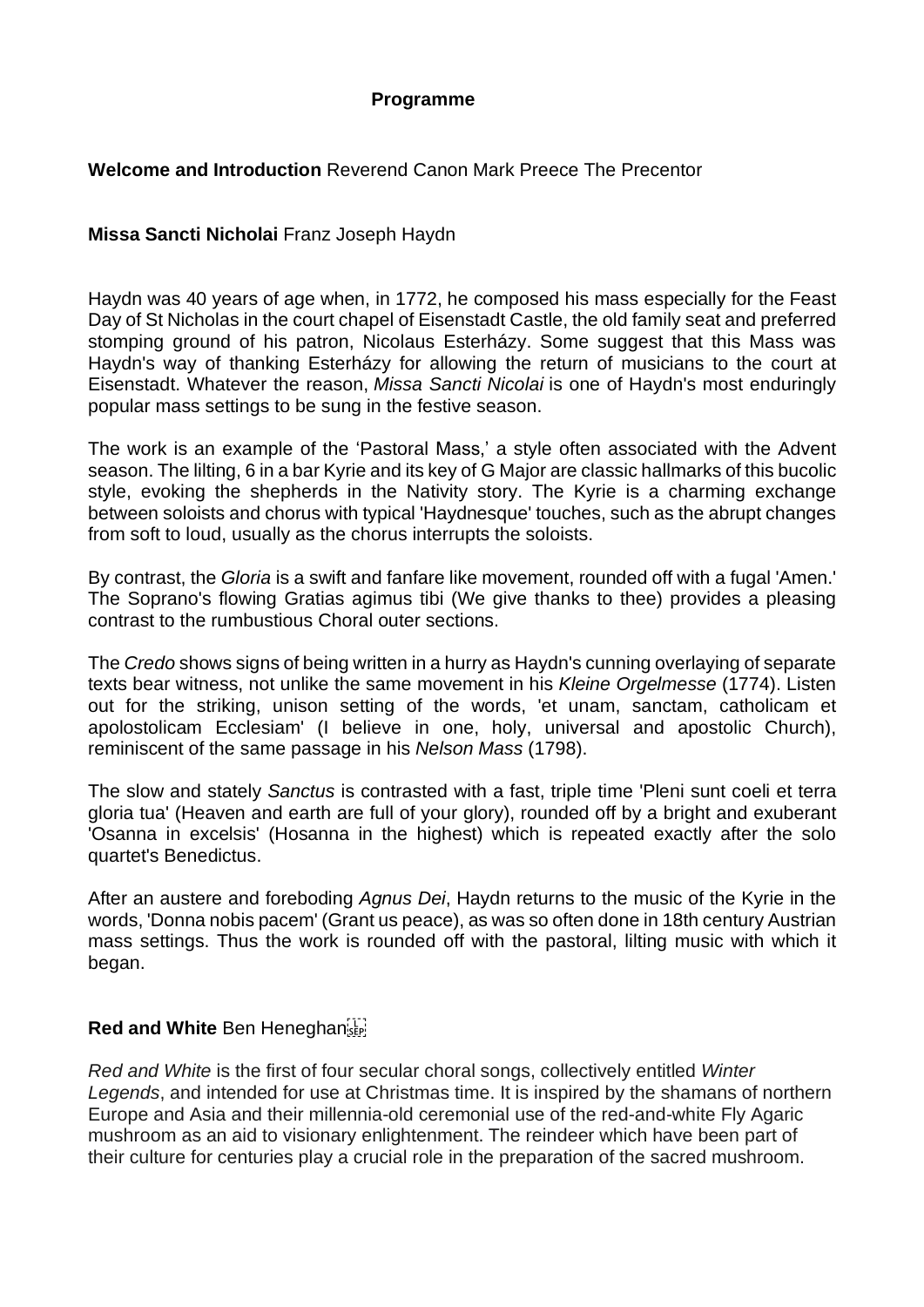**Programme**

**Welcome and Introduction** Reverend Canon Mark Preece The Precentor

**Missa Sancti Nicholai** Franz Joseph Haydn

Haydn was 40 years of age when, in 1772, he composed his mass especially for the Feast Day of St Nicholas in the court chapel of Eisenstadt Castle, the old family seat and preferred stomping ground of his patron, Nicolaus Esterházy. Some suggest that this Mass was Haydn's way of thanking Esterházy for allowing the return of musicians to the court at Eisenstadt. Whatever the reason, *Missa Sancti Nicolai* is one of Haydn's most enduringly popular mass settings to be sung in the festive season.

The work is an example of the 'Pastoral Mass,' a style often associated with the Advent season. The lilting, 6 in a bar Kyrie and its key of G Major are classic hallmarks of this bucolic style, evoking the shepherds in the Nativity story. The Kyrie is a charming exchange between soloists and chorus with typical 'Haydnesque' touches, such as the abrupt changes from soft to loud, usually as the chorus interrupts the soloists.

By contrast, the *Gloria* is a swift and fanfare like movement, rounded off with a fugal 'Amen.' The Soprano's flowing Gratias agimus tibi (We give thanks to thee) provides a pleasing contrast to the rumbustious Choral outer sections.

The *Credo* shows signs of being written in a hurry as Haydn's cunning overlaying of separate texts bear witness, not unlike the same movement in his *Kleine Orgelmesse* (1774). Listen out for the striking, unison setting of the words, 'et unam, sanctam, catholicam et apolostolicam Ecclesiam' (I believe in one, holy, universal and apostolic Church), reminiscent of the same passage in his *Nelson Mass* (1798).

The slow and stately *Sanctus* is contrasted with a fast, triple time 'Pleni sunt coeli et terra gloria tua' (Heaven and earth are full of your glory), rounded off by a bright and exuberant 'Osanna in excelsis' (Hosanna in the highest) which is repeated exactly after the solo quartet's Benedictus.

After an austere and foreboding *Agnus Dei*, Haydn returns to the music of the Kyrie in the words, 'Donna nobis pacem' (Grant us peace), as was so often done in 18th century Austrian mass settings. Thus the work is rounded off with the pastoral, lilting music with which it began.

**Red and White** Ben Heneghan

*Red and White* is the first of four secular choral songs, collectively entitled *Winter Legends*, and intended for use at Christmas time. It is inspired by the shamans of northern Europe and Asia and their millennia-old ceremonial use of the red-and-white Fly Agaric mushroom as an aid to visionary enlightenment. The reindeer which have been part of their culture for centuries play a crucial role in the preparation of the sacred mushroom.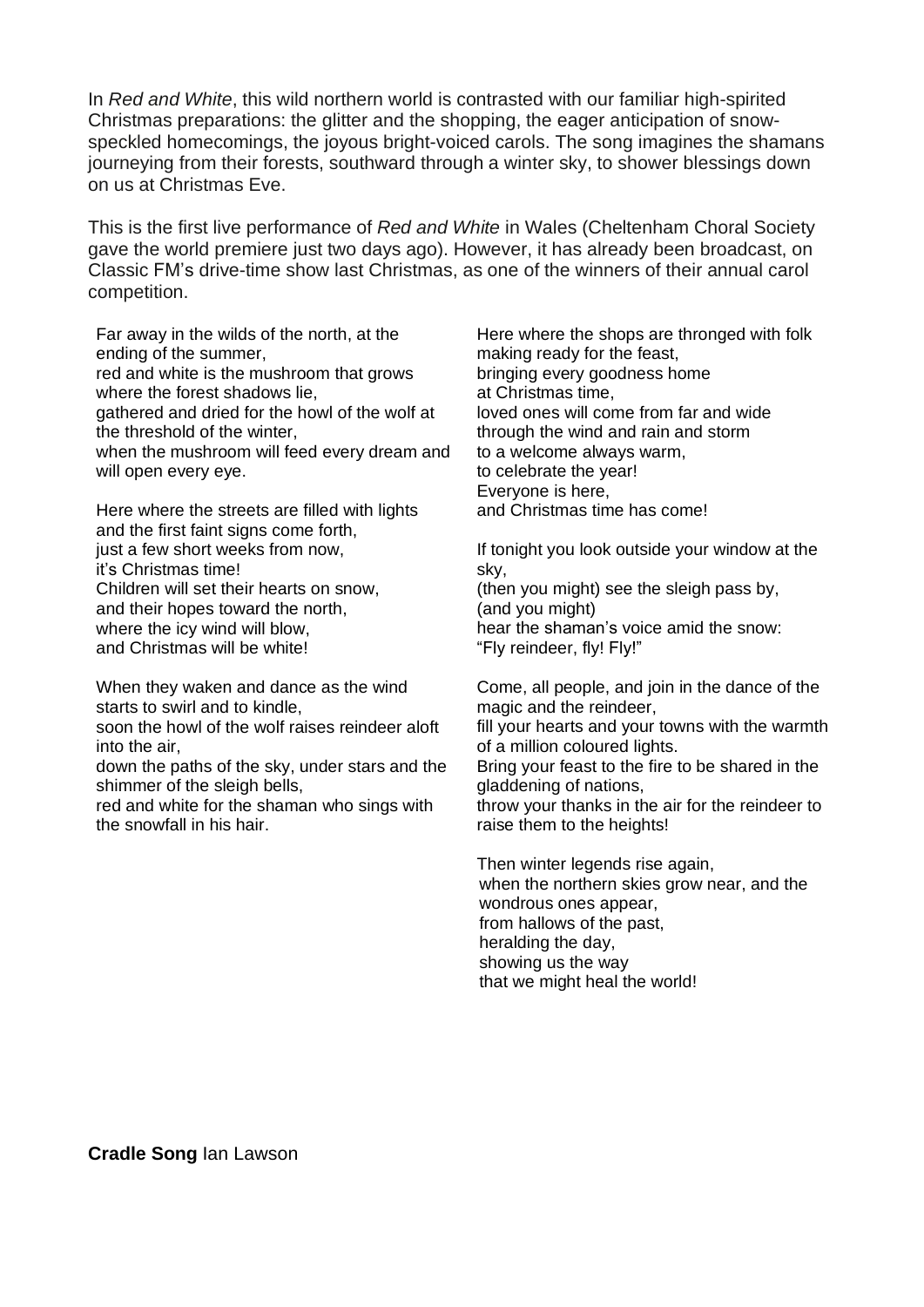In *Red and White*, this wild northern world is contrasted with our familiar high-spirited Christmas preparations: the glitter and the shopping, the eager anticipation of snow-speckled homecomings, the joyous bright-voiced carols. The song imagines the shamans journeying from their forests, southward through a winter sky, to shower blessings down on us at Christmas Eve.

This is the first live performance of *Red and White* in Wales (Cheltenham Choral Society gave the world premiere just two days ago). However, it has already been broadcast, on Classic FM's drive-time show last Christmas, as one of the winners of their annual carol competition.

Far away in the wilds of the north, at the ending of the summer,
red and white is the mushroom that grows where the forest shadows lie,
gathered and dried for the howl of the wolf at the threshold of the winter,
when the mushroom will feed every dream and will open every eye.

Here where the streets are filled with lights
and the first faint signs come forth,
just a few short weeks from now,
it's Christmas time!
Children will set their hearts on snow,
and their hopes toward the north,
where the icy wind will blow,
and Christmas will be white!

When they waken and dance as the wind starts to swirl and to kindle,
soon the howl of the wolf raises reindeer aloft into the air,
down the paths of the sky, under stars and the shimmer of the sleigh bells,
red and white for the shaman who sings with the snowfall in his hair.

Here where the shops are thronged with folk
making ready for the feast,
bringing every goodness home
at Christmas time,
loved ones will come from far and wide
through the wind and rain and storm
to a welcome always warm,
to celebrate the year!
Everyone is here,
and Christmas time has come!

If tonight you look outside your window at the sky,
(then you might) see the sleigh pass by,
(and you might)
hear the shaman's voice amid the snow:
"Fly reindeer, fly! Fly!"

Come, all people, and join in the dance of the magic and the reindeer,
fill your hearts and your towns with the warmth of a million coloured lights.
Bring your feast to the fire to be shared in the gladdening of nations,
throw your thanks in the air for the reindeer to raise them to the heights!

Then winter legends rise again,
when the northern skies grow near, and the wondrous ones appear,
from hallows of the past,
heralding the day,
showing us the way
that we might heal the world!

**Cradle Song** Ian Lawson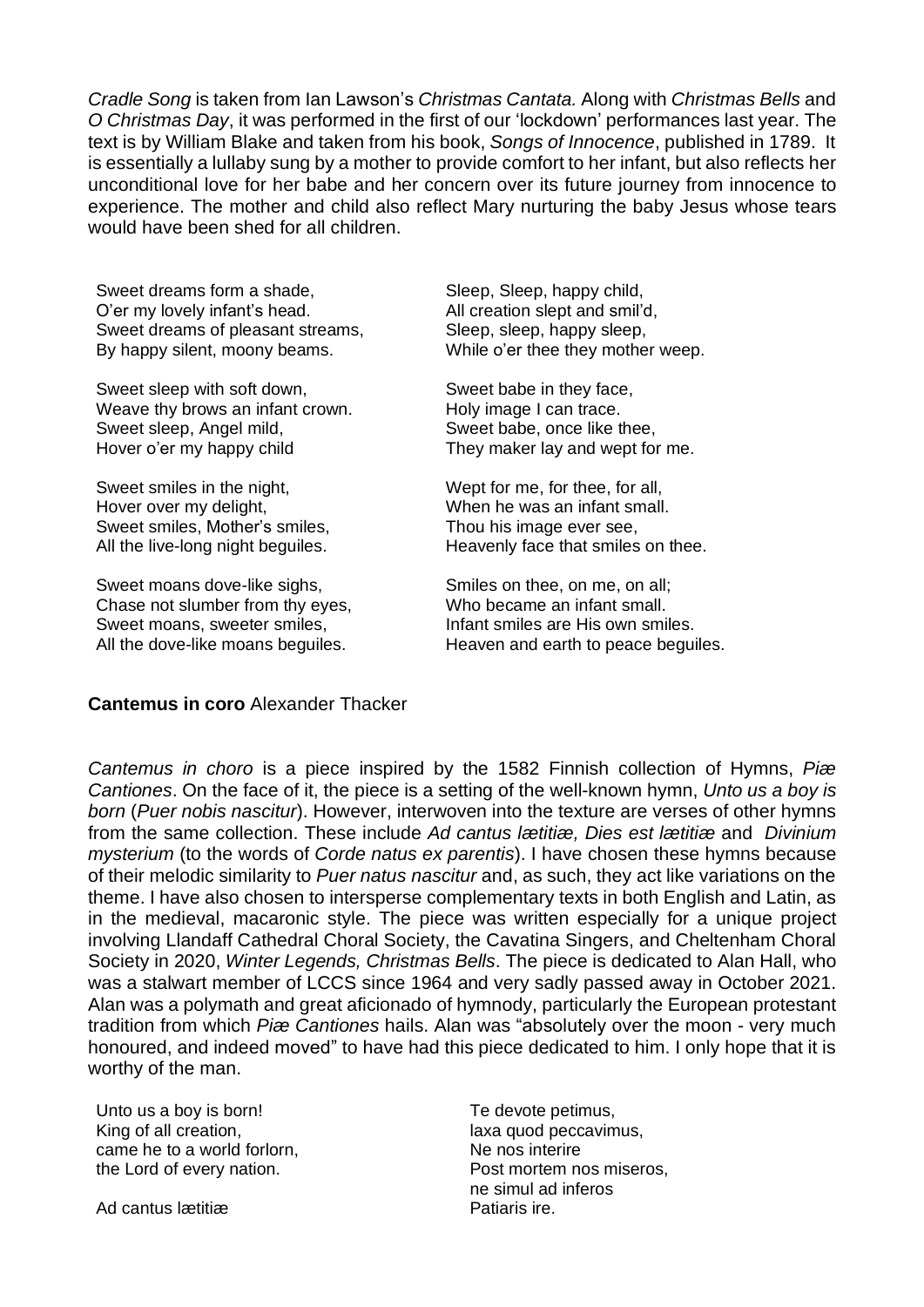*Cradle Song* is taken from Ian Lawson's *Christmas Cantata.* Along with *Christmas Bells* and *O Christmas Day*, it was performed in the first of our 'lockdown' performances last year. The text is by William Blake and taken from his book, *Songs of Innocence*, published in 1789. It is essentially a lullaby sung by a mother to provide comfort to her infant, but also reflects her unconditional love for her babe and her concern over its future journey from innocence to experience. The mother and child also reflect Mary nurturing the baby Jesus whose tears would have been shed for all children.

Sweet dreams form a shade,  
O'er my lovely infant's head.  
Sweet dreams of pleasant streams,  
By happy silent, moony beams.

Sweet sleep with soft down,  
Weave thy brows an infant crown.  
Sweet sleep, Angel mild,  
Hover o'er my happy child

Sweet smiles in the night,  
Hover over my delight,  
Sweet smiles, Mother's smiles,  
All the live-long night beguiles.

Sweet moans dove-like sighs,  
Chase not slumber from thy eyes,  
Sweet moans, sweeter smiles,  
All the dove-like moans beguiles.

Sleep, Sleep, happy child,  
All creation slept and smil'd,  
Sleep, sleep, happy sleep,  
While o'er thee they mother weep.

Sweet babe in they face,  
Holy image I can trace.  
Sweet babe, once like thee,  
They maker lay and wept for me.

Wept for me, for thee, for all,  
When he was an infant small.  
Thou his image ever see,  
Heavenly face that smiles on thee.

Smiles on thee, on me, on all;  
Who became an infant small.  
Infant smiles are His own smiles.  
Heaven and earth to peace beguiles.

**Cantemus in coro** Alexander Thacker

*Cantemus in choro* is a piece inspired by the 1582 Finnish collection of Hymns, *Piæ Cantiones*. On the face of it, the piece is a setting of the well-known hymn, *Unto us a boy is born* (*Puer nobis nascitur*). However, interwoven into the texture are verses of other hymns from the same collection. These include *Ad cantus lætitiæ, Dies est lætitiæ* and *Divinium mysterium* (to the words of *Corde natus ex parentis*). I have chosen these hymns because of their melodic similarity to *Puer natus nascitur* and, as such, they act like variations on the theme. I have also chosen to intersperse complementary texts in both English and Latin, as in the medieval, macaronic style. The piece was written especially for a unique project involving Llandaff Cathedral Choral Society, the Cavatina Singers, and Cheltenham Choral Society in 2020, *Winter Legends, Christmas Bells*. The piece is dedicated to Alan Hall, who was a stalwart member of LCCS since 1964 and very sadly passed away in October 2021. Alan was a polymath and great aficionado of hymnody, particularly the European protestant tradition from which *Piæ Cantiones* hails. Alan was "absolutely over the moon - very much honoured, and indeed moved" to have had this piece dedicated to him. I only hope that it is worthy of the man.

Unto us a boy is born!  
King of all creation,  
came he to a world forlorn,  
the Lord of every nation.

Ad cantus lætitiæ

Te devote petimus,  
laxa quod peccavimus,  
Ne nos interire  
Post mortem nos miseros,  
ne simul ad inferos  
Patiaris ire.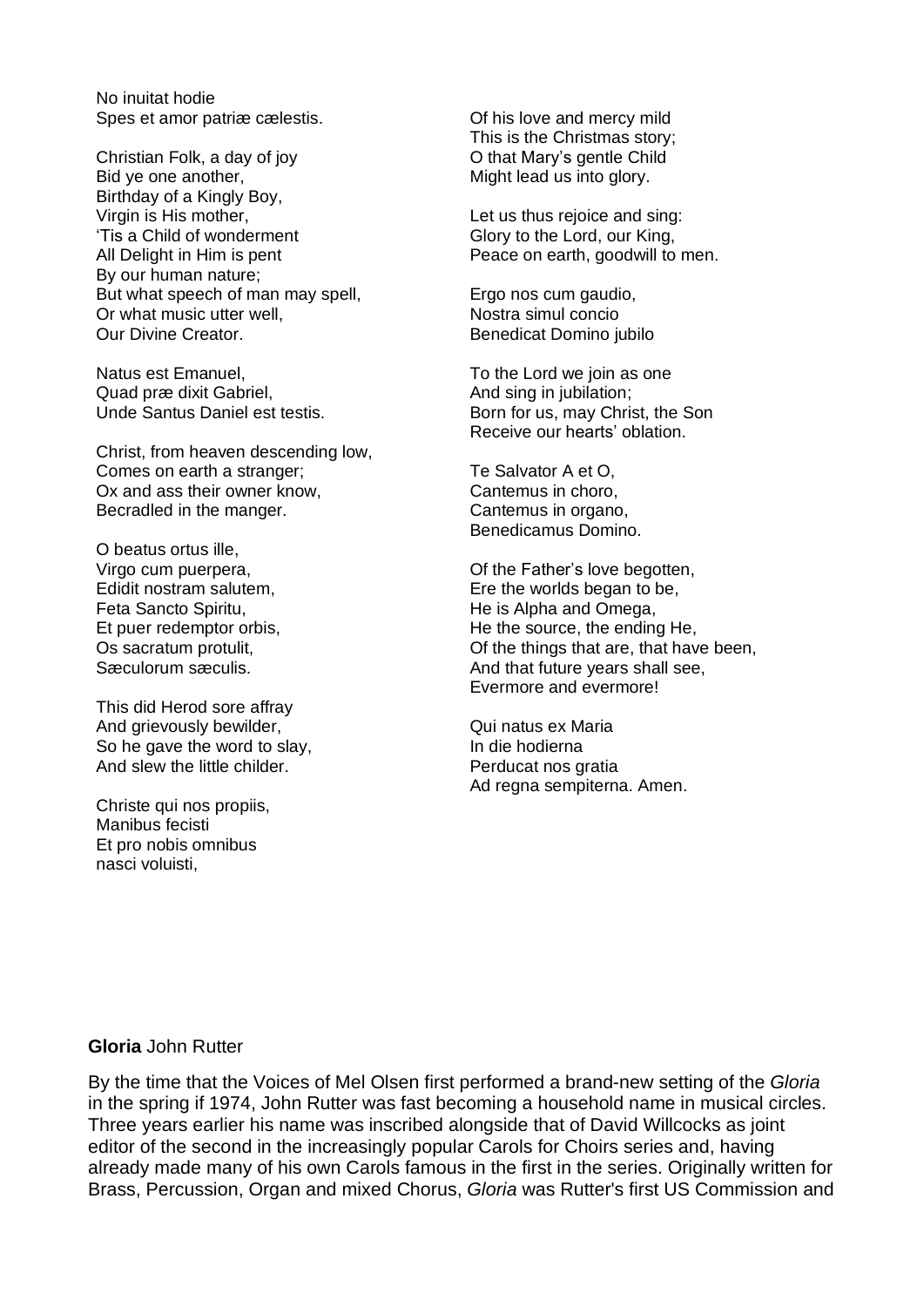No inuitat hodie
Spes et amor patriæ cælestis.

Christian Folk, a day of joy
Bid ye one another,
Birthday of a Kingly Boy,
Virgin is His mother,
'Tis a Child of wonderment
All Delight in Him is pent
By our human nature;
But what speech of man may spell,
Or what music utter well,
Our Divine Creator.

Natus est Emanuel,
Quad præ dixit Gabriel,
Unde Santus Daniel est testis.

Christ, from heaven descending low,
Comes on earth a stranger;
Ox and ass their owner know,
Becradled in the manger.

O beatus ortus ille,
Virgo cum puerpera,
Edidit nostram salutem,
Feta Sancto Spiritu,
Et puer redemptor orbis,
Os sacratum protulit,
Sæculorum sæculis.

This did Herod sore affray
And grievously bewilder,
So he gave the word to slay,
And slew the little childer.

Christe qui nos propiis,
Manibus fecisti
Et pro nobis omnibus
nasci voluisti,

Of his love and mercy mild
This is the Christmas story;
O that Mary's gentle Child
Might lead us into glory.

Let us thus rejoice and sing:
Glory to the Lord, our King,
Peace on earth, goodwill to men.

Ergo nos cum gaudio,
Nostra simul concio
Benedicat Domino jubilo

To the Lord we join as one
And sing in jubilation;
Born for us, may Christ, the Son
Receive our hearts' oblation.

Te Salvator A et O,
Cantemus in choro,
Cantemus in organo,
Benedicamus Domino.

Of the Father's love begotten,
Ere the worlds began to be,
He is Alpha and Omega,
He the source, the ending He,
Of the things that are, that have been,
And that future years shall see,
Evermore and evermore!

Qui natus ex Maria
In die hodierna
Perducat nos gratia
Ad regna sempiterna. Amen.

**Gloria** John Rutter

By the time that the Voices of Mel Olsen first performed a brand-new setting of the *Gloria* in the spring if 1974, John Rutter was fast becoming a household name in musical circles. Three years earlier his name was inscribed alongside that of David Willcocks as joint editor of the second in the increasingly popular Carols for Choirs series and, having already made many of his own Carols famous in the first in the series. Originally written for Brass, Percussion, Organ and mixed Chorus, *Gloria* was Rutter's first US Commission and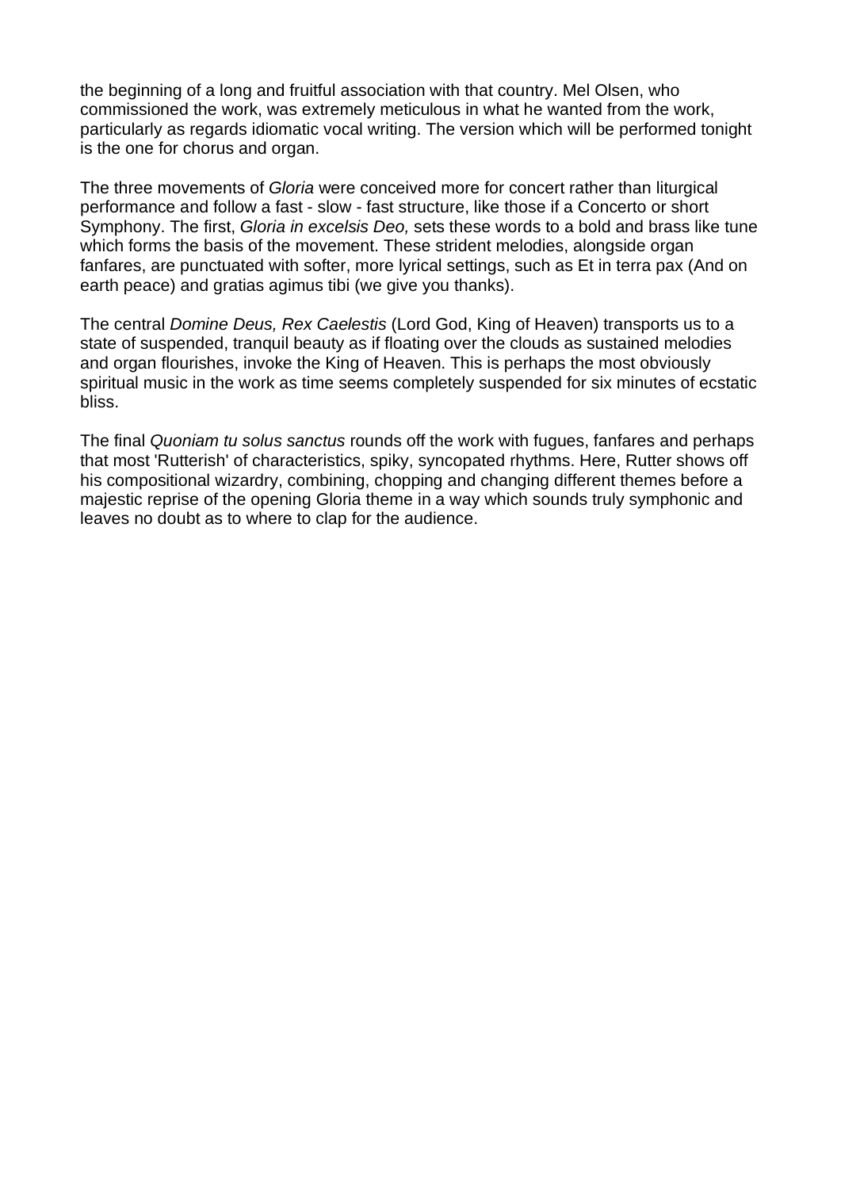the beginning of a long and fruitful association with that country. Mel Olsen, who commissioned the work, was extremely meticulous in what he wanted from the work, particularly as regards idiomatic vocal writing. The version which will be performed tonight is the one for chorus and organ.

The three movements of *Gloria* were conceived more for concert rather than liturgical performance and follow a fast - slow - fast structure, like those if a Concerto or short Symphony. The first, *Gloria in excelsis Deo,* sets these words to a bold and brass like tune which forms the basis of the movement. These strident melodies, alongside organ fanfares, are punctuated with softer, more lyrical settings, such as Et in terra pax (And on earth peace) and gratias agimus tibi (we give you thanks).

The central *Domine Deus, Rex Caelestis* (Lord God, King of Heaven) transports us to a state of suspended, tranquil beauty as if floating over the clouds as sustained melodies and organ flourishes, invoke the King of Heaven. This is perhaps the most obviously spiritual music in the work as time seems completely suspended for six minutes of ecstatic bliss.

The final *Quoniam tu solus sanctus* rounds off the work with fugues, fanfares and perhaps that most 'Rutterish' of characteristics, spiky, syncopated rhythms. Here, Rutter shows off his compositional wizardry, combining, chopping and changing different themes before a majestic reprise of the opening Gloria theme in a way which sounds truly symphonic and leaves no doubt as to where to clap for the audience.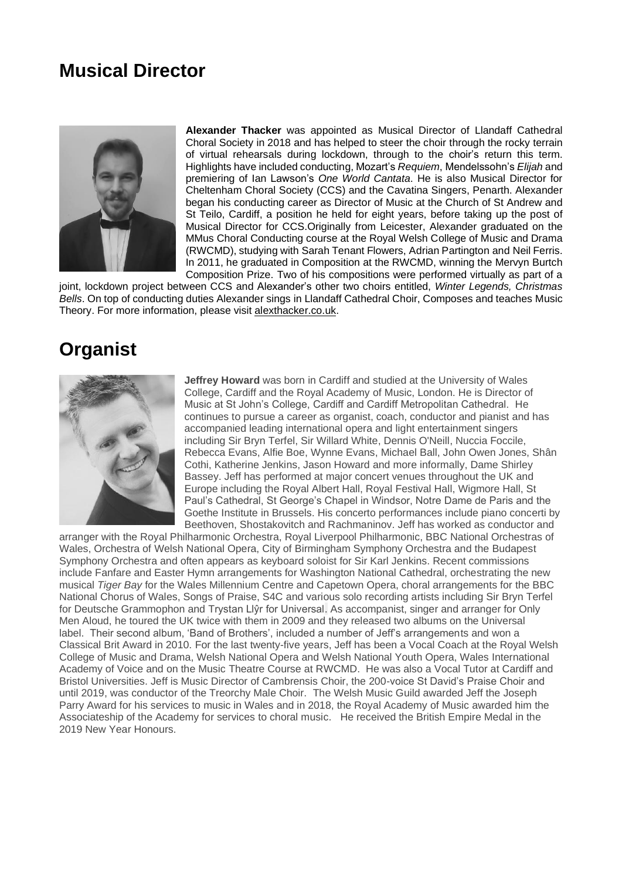# Musical Director

**Alexander Thacker** was appointed as Musical Director of Llandaff Cathedral Choral Society in 2018 and has helped to steer the choir through the rocky terrain of virtual rehearsals during lockdown, through to the choir's return this term. Highlights have included conducting, Mozart's *Requiem*, Mendelssohn's *Elijah* and premiering of Ian Lawson's *One World Cantata*. He is also Musical Director for Cheltenham Choral Society (CCS) and the Cavatina Singers, Penarth. Alexander began his conducting career as Director of Music at the Church of St Andrew and St Teilo, Cardiff, a position he held for eight years, before taking up the post of Musical Director for CCS.Originally from Leicester, Alexander graduated on the MMus Choral Conducting course at the Royal Welsh College of Music and Drama (RWCMD), studying with Sarah Tenant Flowers, Adrian Partington and Neil Ferris. In 2011, he graduated in Composition at the RWCMD, winning the Mervyn Burtch Composition Prize. Two of his compositions were performed virtually as part of a joint, lockdown project between CCS and Alexander's other two choirs entitled, *Winter Legends, Christmas Bells*. On top of conducting duties Alexander sings in Llandaff Cathedral Choir, Composes and teaches Music Theory. For more information, please visit alexthacker.co.uk.

# Organist

**Jeffrey Howard** was born in Cardiff and studied at the University of Wales College, Cardiff and the Royal Academy of Music, London. He is Director of Music at St John's College, Cardiff and Cardiff Metropolitan Cathedral. He continues to pursue a career as organist, coach, conductor and pianist and has accompanied leading international opera and light entertainment singers including Sir Bryn Terfel, Sir Willard White, Dennis O'Neill, Nuccia Foccile, Rebecca Evans, Alfie Boe, Wynne Evans, Michael Ball, John Owen Jones, Shân Cothi, Katherine Jenkins, Jason Howard and more informally, Dame Shirley Bassey. Jeff has performed at major concert venues throughout the UK and Europe including the Royal Albert Hall, Royal Festival Hall, Wigmore Hall, St Paul's Cathedral, St George's Chapel in Windsor, Notre Dame de Paris and the Goethe Institute in Brussels. His concerto performances include piano concerti by Beethoven, Shostakovitch and Rachmaninov. Jeff has worked as conductor and arranger with the Royal Philharmonic Orchestra, Royal Liverpool Philharmonic, BBC National Orchestras of Wales, Orchestra of Welsh National Opera, City of Birmingham Symphony Orchestra and the Budapest Symphony Orchestra and often appears as keyboard soloist for Sir Karl Jenkins. Recent commissions include Fanfare and Easter Hymn arrangements for Washington National Cathedral, orchestrating the new musical *Tiger Bay* for the Wales Millennium Centre and Capetown Opera, choral arrangements for the BBC National Chorus of Wales, Songs of Praise, S4C and various solo recording artists including Sir Bryn Terfel for Deutsche Grammophon and Trystan Llŷr for Universal. As accompanist, singer and arranger for Only Men Aloud, he toured the UK twice with them in 2009 and they released two albums on the Universal label. Their second album, 'Band of Brothers', included a number of Jeff's arrangements and won a Classical Brit Award in 2010. For the last twenty-five years, Jeff has been a Vocal Coach at the Royal Welsh College of Music and Drama, Welsh National Opera and Welsh National Youth Opera, Wales International Academy of Voice and on the Music Theatre Course at RWCMD. He was also a Vocal Tutor at Cardiff and Bristol Universities. Jeff is Music Director of Cambrensis Choir, the 200-voice St David's Praise Choir and until 2019, was conductor of the Treorchy Male Choir. The Welsh Music Guild awarded Jeff the Joseph Parry Award for his services to music in Wales and in 2018, the Royal Academy of Music awarded him the Associateship of the Academy for services to choral music. He received the British Empire Medal in the 2019 New Year Honours.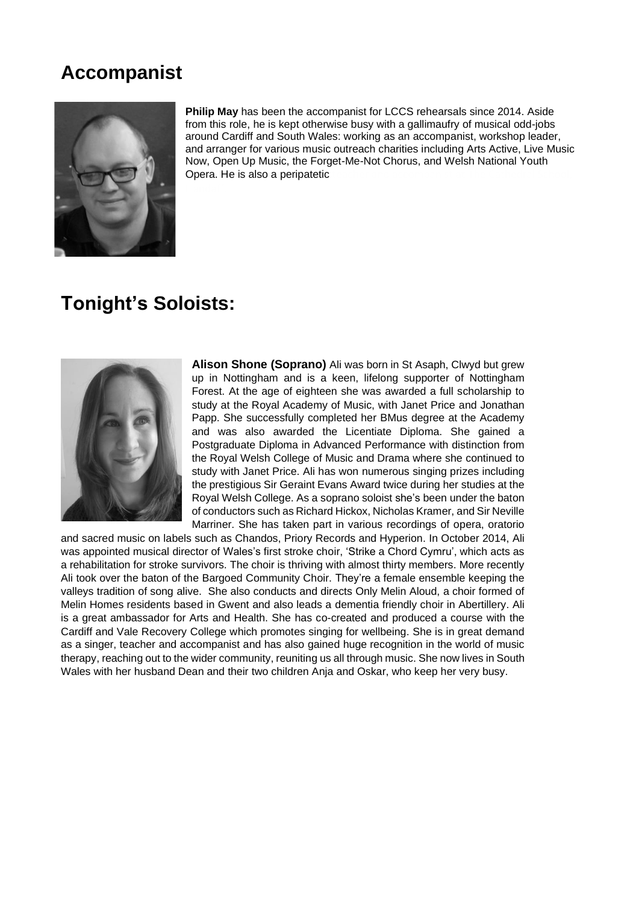## Accompanist

**Philip May** has been the accompanist for LCCS rehearsals since 2014. Aside from this role, he is kept otherwise busy with a gallimaufry of musical odd-jobs around Cardiff and South Wales: working as an accompanist, workshop leader, and arranger for various music outreach charities including Arts Active, Live Music Now, Open Up Music, the Forget-Me-Not Chorus, and Welsh National Youth Opera. He is also a peripatetic

## Tonight's Soloists:

**Alison Shone (Soprano)** Ali was born in St Asaph, Clwyd but grew up in Nottingham and is a keen, lifelong supporter of Nottingham Forest. At the age of eighteen she was awarded a full scholarship to study at the Royal Academy of Music, with Janet Price and Jonathan Papp. She successfully completed her BMus degree at the Academy and was also awarded the Licentiate Diploma. She gained a Postgraduate Diploma in Advanced Performance with distinction from the Royal Welsh College of Music and Drama where she continued to study with Janet Price. Ali has won numerous singing prizes including the prestigious Sir Geraint Evans Award twice during her studies at the Royal Welsh College. As a soprano soloist she's been under the baton of conductors such as Richard Hickox, Nicholas Kramer, and Sir Neville Marriner. She has taken part in various recordings of opera, oratorio and sacred music on labels such as Chandos, Priory Records and Hyperion. In October 2014, Ali was appointed musical director of Wales's first stroke choir, 'Strike a Chord Cymru', which acts as a rehabilitation for stroke survivors. The choir is thriving with almost thirty members. More recently Ali took over the baton of the Bargoed Community Choir. They're a female ensemble keeping the valleys tradition of song alive. She also conducts and directs Only Melin Aloud, a choir formed of Melin Homes residents based in Gwent and also leads a dementia friendly choir in Abertillery. Ali is a great ambassador for Arts and Health. She has co-created and produced a course with the Cardiff and Vale Recovery College which promotes singing for wellbeing. She is in great demand as a singer, teacher and accompanist and has also gained huge recognition in the world of music therapy, reaching out to the wider community, reuniting us all through music. She now lives in South Wales with her husband Dean and their two children Anja and Oskar, who keep her very busy.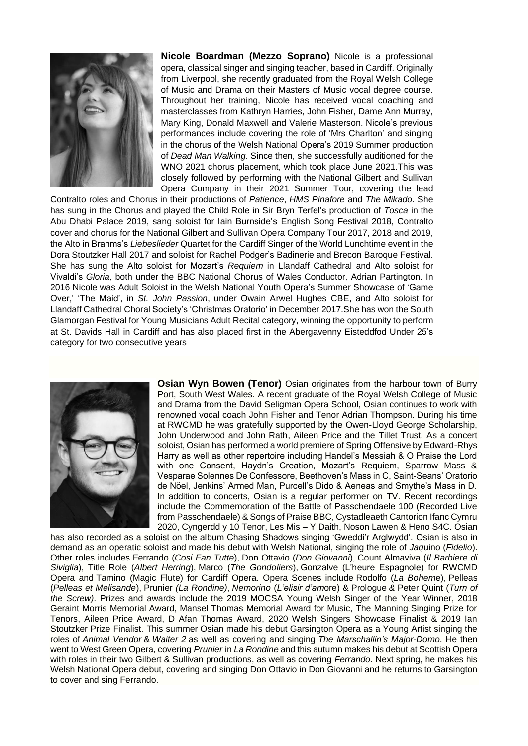**Nicole Boardman (Mezzo Soprano)** Nicole is a professional opera, classical singer and singing teacher, based in Cardiff. Originally from Liverpool, she recently graduated from the Royal Welsh College of Music and Drama on their Masters of Music vocal degree course. Throughout her training, Nicole has received vocal coaching and masterclasses from Kathryn Harries, John Fisher, Dame Ann Murray, Mary King, Donald Maxwell and Valerie Masterson. Nicole's previous performances include covering the role of 'Mrs Charlton' and singing in the chorus of the Welsh National Opera's 2019 Summer production of *Dead Man Walking*. Since then, she successfully auditioned for the WNO 2021 chorus placement, which took place June 2021.This was closely followed by performing with the National Gilbert and Sullivan Opera Company in their 2021 Summer Tour, covering the lead Contralto roles and Chorus in their productions of *Patience*, *HMS Pinafore* and *The Mikado*. She has sung in the Chorus and played the Child Role in Sir Bryn Terfel's production of *Tosca* in the Abu Dhabi Palace 2019, sang soloist for Iain Burnside's English Song Festival 2018, Contralto cover and chorus for the National Gilbert and Sullivan Opera Company Tour 2017, 2018 and 2019, the Alto in Brahms's *Liebeslieder* Quartet for the Cardiff Singer of the World Lunchtime event in the Dora Stoutzker Hall 2017 and soloist for Rachel Podger's Badinerie and Brecon Baroque Festival. She has sung the Alto soloist for Mozart's *Requiem* in Llandaff Cathedral and Alto soloist for Vivaldi's *Gloria*, both under the BBC National Chorus of Wales Conductor, Adrian Partington. In 2016 Nicole was Adult Soloist in the Welsh National Youth Opera's Summer Showcase of 'Game Over,' 'The Maid', in *St. John Passion*, under Owain Arwel Hughes CBE, and Alto soloist for Llandaff Cathedral Choral Society's 'Christmas Oratorio' in December 2017.She has won the South Glamorgan Festival for Young Musicians Adult Recital category, winning the opportunity to perform at St. Davids Hall in Cardiff and has also placed first in the Abergavenny Eisteddfod Under 25's category for two consecutive years

**Osian Wyn Bowen (Tenor)** Osian originates from the harbour town of Burry Port, South West Wales. A recent graduate of the Royal Welsh College of Music and Drama from the David Seligman Opera School, Osian continues to work with renowned vocal coach John Fisher and Tenor Adrian Thompson. During his time at RWCMD he was gratefully supported by the Owen-Lloyd George Scholarship, John Underwood and John Rath, Aileen Price and the Tillet Trust. As a concert soloist, Osian has performed a world premiere of Spring Offensive by Edward-Rhys Harry as well as other repertoire including Handel's Messiah & O Praise the Lord with one Consent, Haydn's Creation, Mozart's Requiem, Sparrow Mass & Vesparae Solennes De Confessore, Beethoven's Mass in C, Saint-Seans' Oratorio de Nöel, Jenkins' Armed Man, Purcell's Dido & Aeneas and Smythe's Mass in D. In addition to concerts, Osian is a regular performer on TV. Recent recordings include the Commemoration of the Battle of Passchendaele 100 (Recorded Live from Passchendaele) & Songs of Praise BBC, Cystadleaeth Cantorion Ifanc Cymru 2020, Cyngerdd y 10 Tenor, Les Mis – Y Daith, Noson Lawen & Heno S4C. Osian has also recorded as a soloist on the album Chasing Shadows singing 'Gweddi'r Arglwydd'. Osian is also in demand as an operatic soloist and made his debut with Welsh National, singing the role of *Jaq*uino (*Fidelio*). Other roles includes Ferrando (*Cosi Fan Tutte*), Don Ottavio (*Don Giovanni*), Count Almaviva (*Il Barbiere di Siviglia*), Title Role (*Albert Herring*), Marco (*The Gondoliers*), Gonzalve (L'heure Espagnole) for RWCMD Opera and Tamino (Magic Flute) for Cardiff Opera. Opera Scenes include Rodolfo (*La Boheme*), Pelleas (*Pelleas et Melisande*), Prunier *(La Rondine)*, *Nemorino* (*L'elisir d'amo*re) & Prologue *&* Peter Quint (*Turn of the Screw)*. Prizes and awards include the 2019 MOCSA Young Welsh Singer of the Year Winner, 2018 Geraint Morris Memorial Award, Mansel Thomas Memorial Award for Music, The Manning Singing Prize for Tenors, Aileen Price Award, D Afan Thomas Award, 2020 Welsh Singers Showcase Finalist & 2019 Ian Stoutzker Prize Finalist. This summer Osian made his debut Garsington Opera as a Young Artist singing the roles of *Animal Vendor* & *Waiter 2* as well as covering and singing *The Marschallin's Major-Domo*. He then went to West Green Opera, covering *Prunier* in *La Rondine* and this autumn makes his debut at Scottish Opera with roles in their two Gilbert & Sullivan productions, as well as covering *Ferrando*. Next spring, he makes his Welsh National Opera debut, covering and singing Don Ottavio in Don Giovanni and he returns to Garsington to cover and sing Ferrando.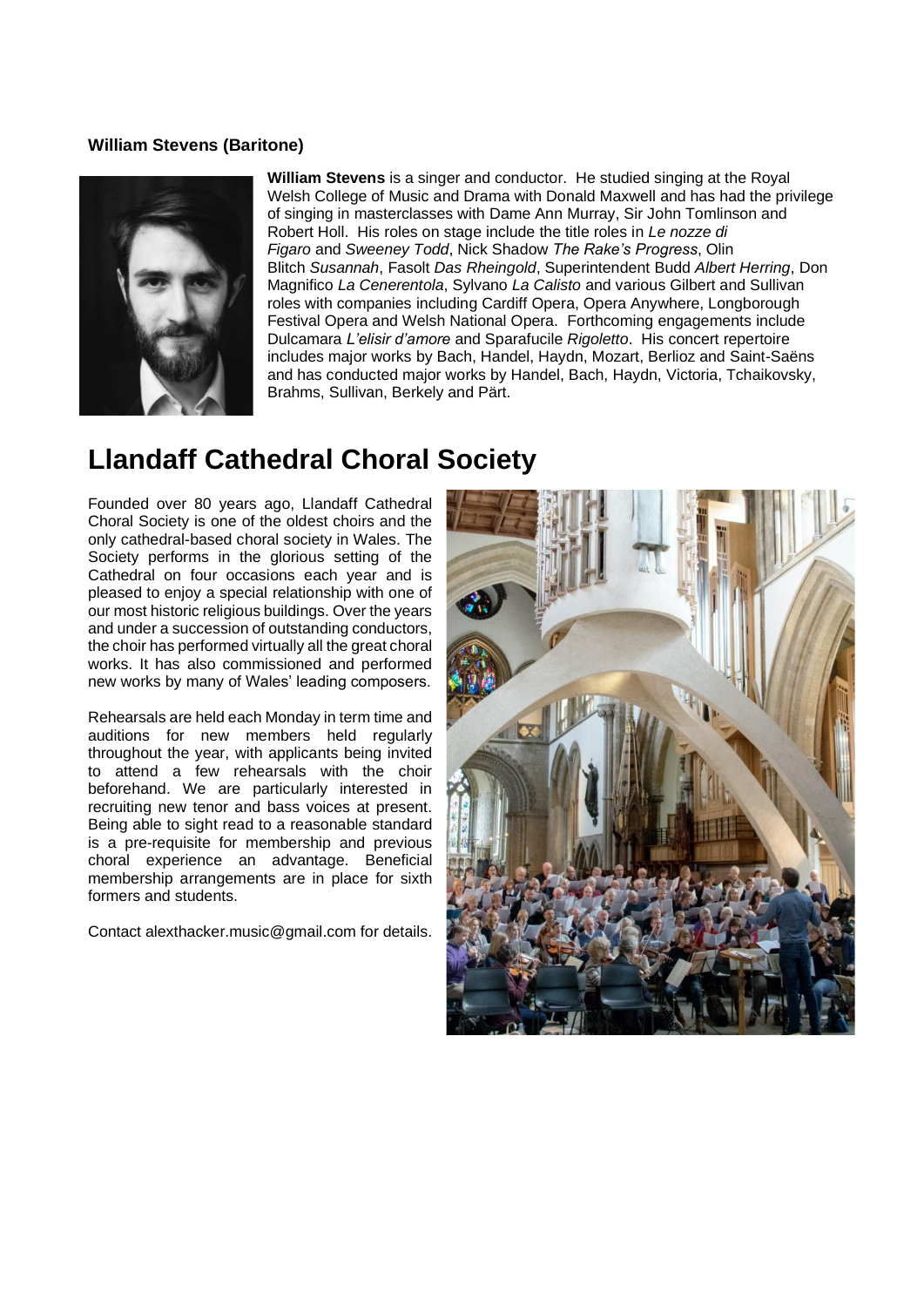**William Stevens (Baritone)**

**William Stevens** is a singer and conductor. He studied singing at the Royal Welsh College of Music and Drama with Donald Maxwell and has had the privilege of singing in masterclasses with Dame Ann Murray, Sir John Tomlinson and Robert Holl. His roles on stage include the title roles in *Le nozze di Figaro* and *Sweeney Todd*, Nick Shadow *The Rake's Progress*, Olin Blitch *Susannah*, Fasolt *Das Rheingold*, Superintendent Budd *Albert Herring*, Don Magnifico *La Cenerentola*, Sylvano *La Calisto* and various Gilbert and Sullivan roles with companies including Cardiff Opera, Opera Anywhere, Longborough Festival Opera and Welsh National Opera. Forthcoming engagements include Dulcamara *L'elisir d'amore* and Sparafucile *Rigoletto*. His concert repertoire includes major works by Bach, Handel, Haydn, Mozart, Berlioz and Saint-Saëns and has conducted major works by Handel, Bach, Haydn, Victoria, Tchaikovsky, Brahms, Sullivan, Berkely and Pärt.

# Llandaff Cathedral Choral Society

Founded over 80 years ago, Llandaff Cathedral Choral Society is one of the oldest choirs and the only cathedral-based choral society in Wales. The Society performs in the glorious setting of the Cathedral on four occasions each year and is pleased to enjoy a special relationship with one of our most historic religious buildings. Over the years and under a succession of outstanding conductors, the choir has performed virtually all the great choral works. It has also commissioned and performed new works by many of Wales' leading composers.

Rehearsals are held each Monday in term time and auditions for new members held regularly throughout the year, with applicants being invited to attend a few rehearsals with the choir beforehand. We are particularly interested in recruiting new tenor and bass voices at present. Being able to sight read to a reasonable standard is a pre-requisite for membership and previous choral experience an advantage. Beneficial membership arrangements are in place for sixth formers and students.

Contact alexthacker.music@gmail.com for details.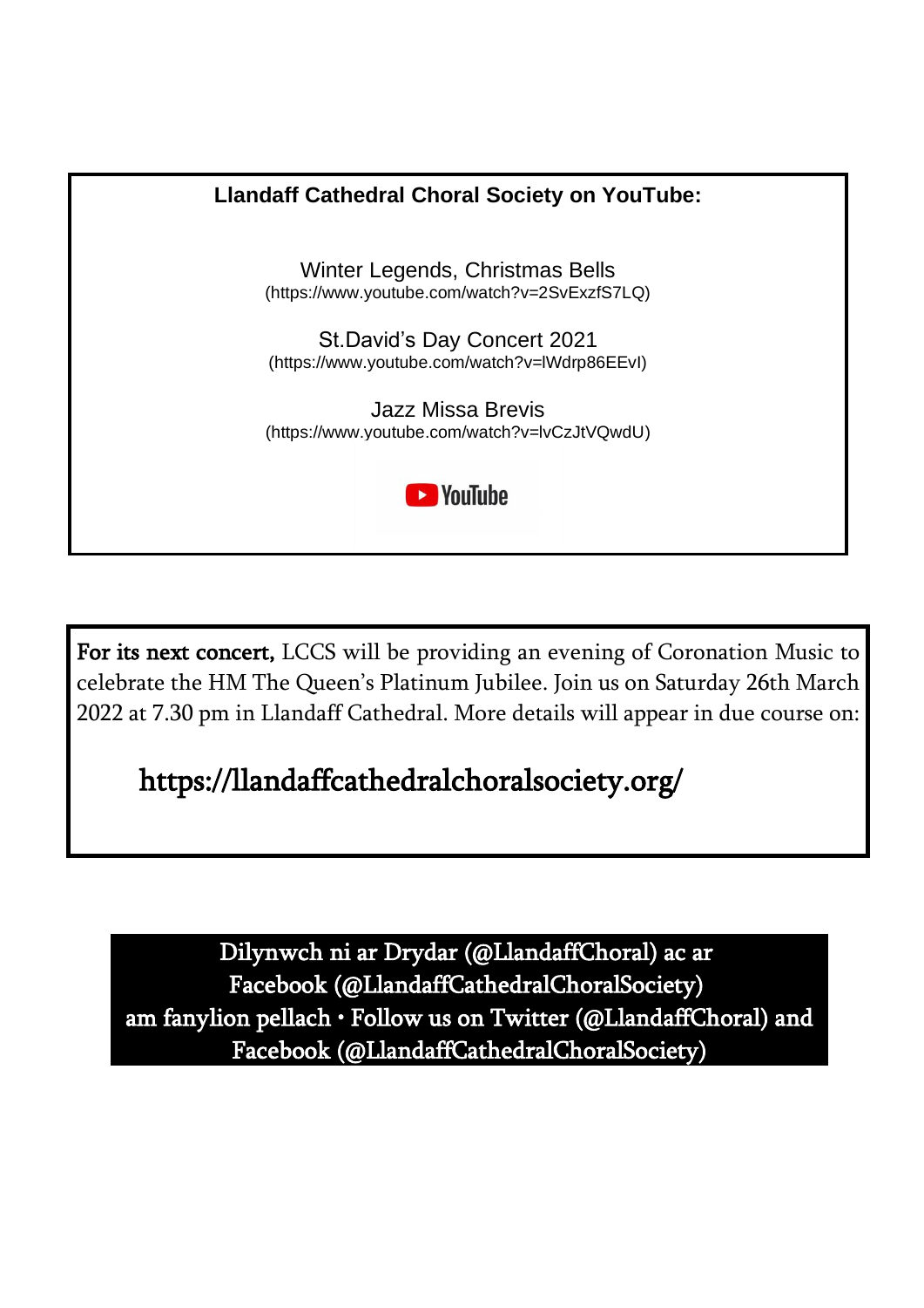**Llandaff Cathedral Choral Society on YouTube:**

Winter Legends, Christmas Bells
(https://www.youtube.com/watch?v=2SvExzfS7LQ)

St.David's Day Concert 2021
(https://www.youtube.com/watch?v=lWdrp86EEvI)

Jazz Missa Brevis
(https://www.youtube.com/watch?v=lvCzJtVQwdU)

YouTube

**For its next concert,** LCCS will be providing an evening of Coronation Music to celebrate the HM The Queen's Platinum Jubilee. Join us on Saturday 26th March 2022 at 7.30 pm in Llandaff Cathedral. More details will appear in due course on:

https://llandaffcathedralchoralsociety.org/

Dilynwch ni ar Drydar (@LlandaffChoral) ac ar Facebook (@LlandaffCathedralChoralSociety) am fanylion pellach • Follow us on Twitter (@LlandaffChoral) and Facebook (@LlandaffCathedralChoralSociety)